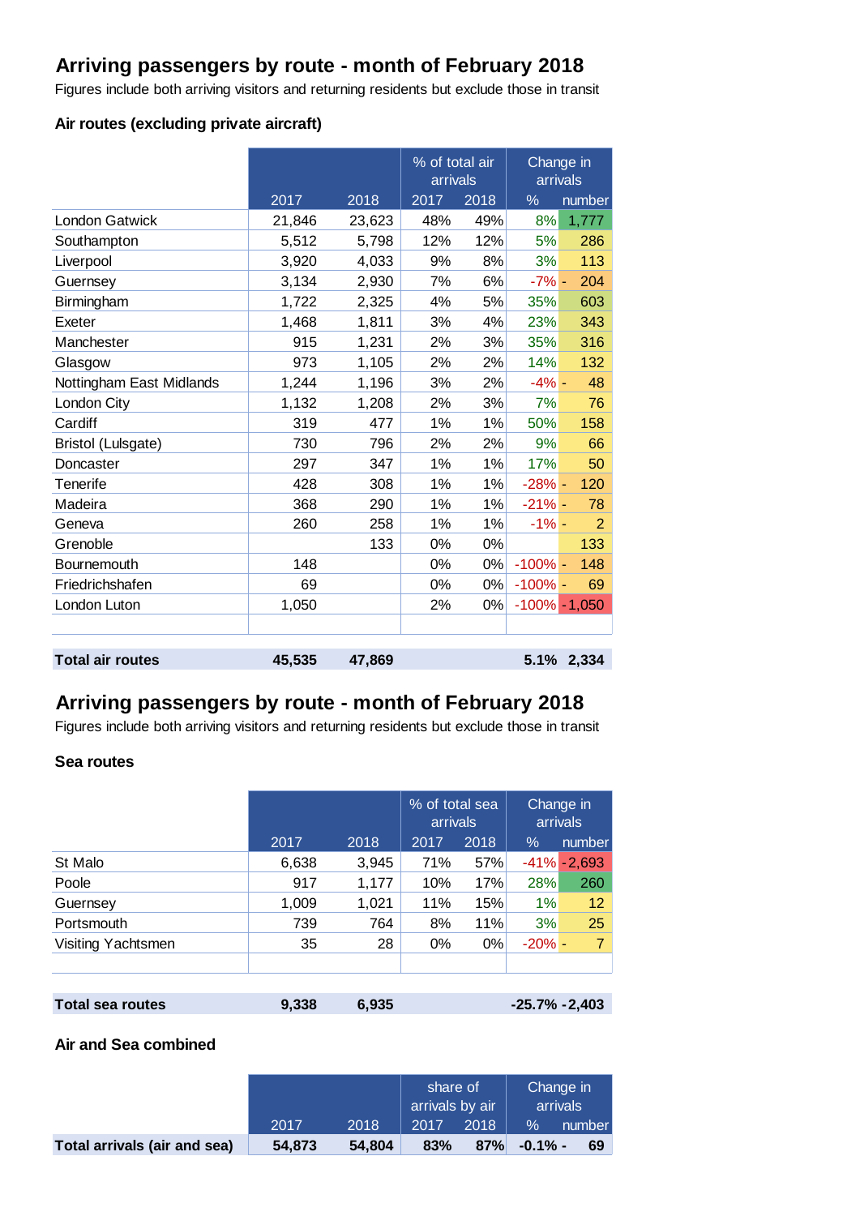## Arriving passengers by route - month of February 2018

Figures include both arriving visitors and returning residents but exclude those in transit

### Air routes (excluding private aircraft)

| | 2017 | 2018 | % of total air arrivals 2017 | % of total air arrivals 2018 | Change in arrivals % | Change in arrivals number |
|---|---|---|---|---|---|---|
| London Gatwick | 21,846 | 23,623 | 48% | 49% | 8% | 1,777 |
| Southampton | 5,512 | 5,798 | 12% | 12% | 5% | 286 |
| Liverpool | 3,920 | 4,033 | 9% | 8% | 3% | 113 |
| Guernsey | 3,134 | 2,930 | 7% | 6% | -7% | - 204 |
| Birmingham | 1,722 | 2,325 | 4% | 5% | 35% | 603 |
| Exeter | 1,468 | 1,811 | 3% | 4% | 23% | 343 |
| Manchester | 915 | 1,231 | 2% | 3% | 35% | 316 |
| Glasgow | 973 | 1,105 | 2% | 2% | 14% | 132 |
| Nottingham East Midlands | 1,244 | 1,196 | 3% | 2% | -4% | - 48 |
| London City | 1,132 | 1,208 | 2% | 3% | 7% | 76 |
| Cardiff | 319 | 477 | 1% | 1% | 50% | 158 |
| Bristol (Lulsgate) | 730 | 796 | 2% | 2% | 9% | 66 |
| Doncaster | 297 | 347 | 1% | 1% | 17% | 50 |
| Tenerife | 428 | 308 | 1% | 1% | -28% | - 120 |
| Madeira | 368 | 290 | 1% | 1% | -21% | - 78 |
| Geneva | 260 | 258 | 1% | 1% | -1% | - 2 |
| Grenoble | | 133 | 0% | 0% | | 133 |
| Bournemouth | 148 | | 0% | 0% | -100% | - 148 |
| Friedrichshafen | 69 | | 0% | 0% | -100% | - 69 |
| London Luton | 1,050 | | 2% | 0% | -100% | - 1,050 |
| **Total air routes** | **45,535** | **47,869** | | | **5.1%** | **2,334** |

## Arriving passengers by route - month of February 2018

Figures include both arriving visitors and returning residents but exclude those in transit

### Sea routes

| | 2017 | 2018 | % of total sea arrivals 2017 | % of total sea arrivals 2018 | Change in arrivals % | Change in arrivals number |
|---|---|---|---|---|---|---|
| St Malo | 6,638 | 3,945 | 71% | 57% | -41% | - 2,693 |
| Poole | 917 | 1,177 | 10% | 17% | 28% | 260 |
| Guernsey | 1,009 | 1,021 | 11% | 15% | 1% | 12 |
| Portsmouth | 739 | 764 | 8% | 11% | 3% | 25 |
| Visiting Yachtsmen | 35 | 28 | 0% | 0% | -20% | - 7 |
| **Total sea routes** | **9,338** | **6,935** | | | **-25.7%** | **-2,403** |

### Air and Sea combined

| | 2017 | 2018 | share of arrivals by air 2017 | share of arrivals by air 2018 | Change in arrivals % | Change in arrivals number |
|---|---|---|---|---|---|---|
| **Total arrivals (air and sea)** | **54,873** | **54,804** | **83%** | **87%** | **-0.1%** | **- 69** |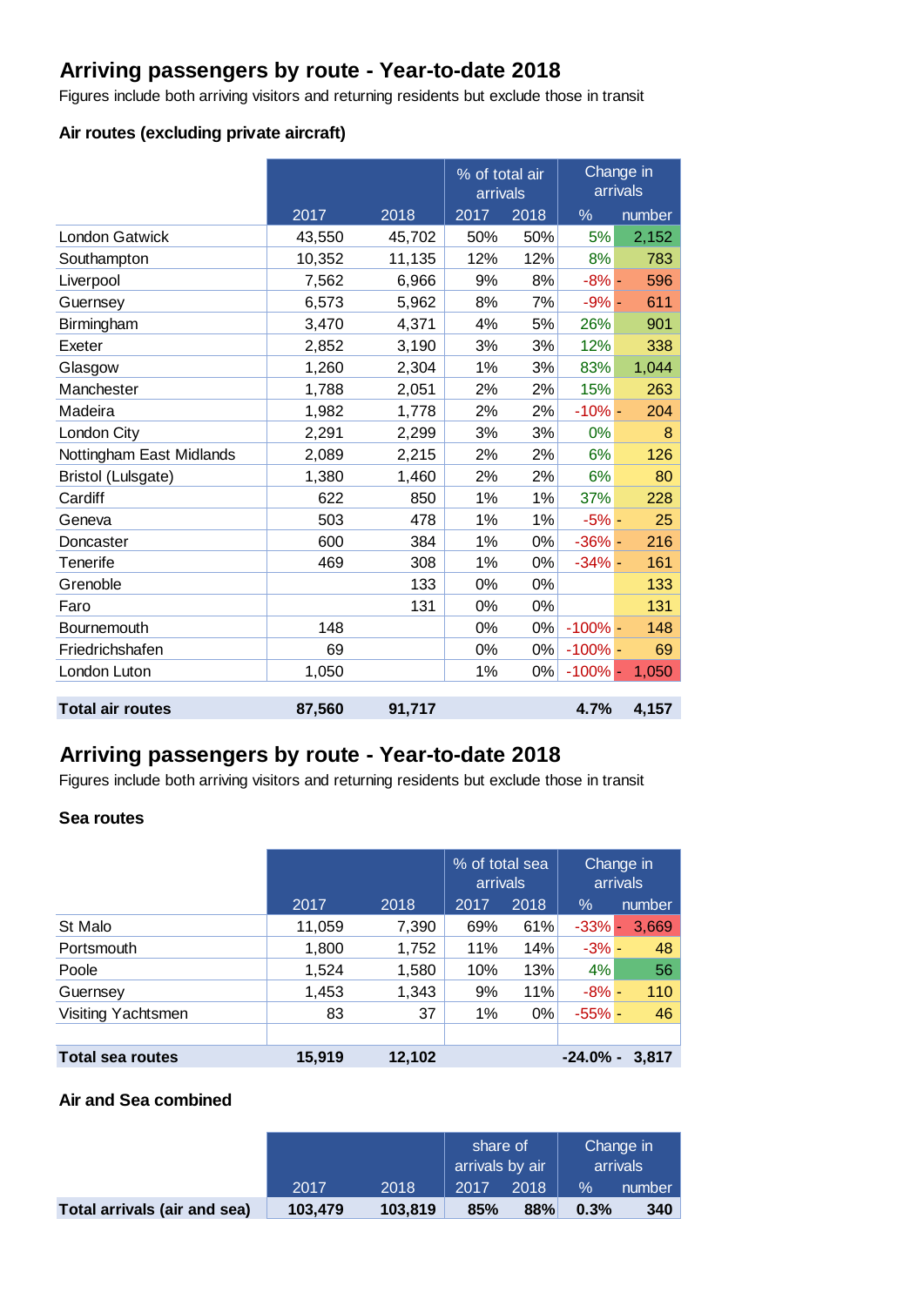# Arriving passengers by route - Year-to-date 2018

Figures include both arriving visitors and returning residents but exclude those in transit

### Air routes (excluding private aircraft)

| | | | % of total air arrivals | | Change in arrivals | |
|---|---|---|---|---|---|---|
| | 2017 | 2018 | 2017 | 2018 | % | number |
| London Gatwick | 43,550 | 45,702 | 50% | 50% | 5% | 2,152 |
| Southampton | 10,352 | 11,135 | 12% | 12% | 8% | 783 |
| Liverpool | 7,562 | 6,966 | 9% | 8% | -8% | - 596 |
| Guernsey | 6,573 | 5,962 | 8% | 7% | -9% | - 611 |
| Birmingham | 3,470 | 4,371 | 4% | 5% | 26% | 901 |
| Exeter | 2,852 | 3,190 | 3% | 3% | 12% | 338 |
| Glasgow | 1,260 | 2,304 | 1% | 3% | 83% | 1,044 |
| Manchester | 1,788 | 2,051 | 2% | 2% | 15% | 263 |
| Madeira | 1,982 | 1,778 | 2% | 2% | -10% | - 204 |
| London City | 2,291 | 2,299 | 3% | 3% | 0% | 8 |
| Nottingham East Midlands | 2,089 | 2,215 | 2% | 2% | 6% | 126 |
| Bristol (Lulsgate) | 1,380 | 1,460 | 2% | 2% | 6% | 80 |
| Cardiff | 622 | 850 | 1% | 1% | 37% | 228 |
| Geneva | 503 | 478 | 1% | 1% | -5% | - 25 |
| Doncaster | 600 | 384 | 1% | 0% | -36% | - 216 |
| Tenerife | 469 | 308 | 1% | 0% | -34% | - 161 |
| Grenoble | | 133 | 0% | 0% | | 133 |
| Faro | | 131 | 0% | 0% | | 131 |
| Bournemouth | 148 | | 0% | 0% | -100% | - 148 |
| Friedrichshafen | 69 | | 0% | 0% | -100% | - 69 |
| London Luton | 1,050 | | 1% | 0% | -100% | - 1,050 |
| **Total air routes** | **87,560** | **91,717** | | | **4.7%** | **4,157** |

# Arriving passengers by route - Year-to-date 2018

Figures include both arriving visitors and returning residents but exclude those in transit

### Sea routes

| | | | % of total sea arrivals | | Change in arrivals | |
|---|---|---|---|---|---|---|
| | 2017 | 2018 | 2017 | 2018 | % | number |
| St Malo | 11,059 | 7,390 | 69% | 61% | -33% | - 3,669 |
| Portsmouth | 1,800 | 1,752 | 11% | 14% | -3% | - 48 |
| Poole | 1,524 | 1,580 | 10% | 13% | 4% | 56 |
| Guernsey | 1,453 | 1,343 | 9% | 11% | -8% | - 110 |
| Visiting Yachtsmen | 83 | 37 | 1% | 0% | -55% | - 46 |
| **Total sea routes** | **15,919** | **12,102** | | | **-24.0%** | **- 3,817** |

### Air and Sea combined

| | | | share of arrivals by air | | Change in arrivals | |
|---|---|---|---|---|---|---|
| | 2017 | 2018 | 2017 | 2018 | % | number |
| **Total arrivals (air and sea)** | **103,479** | **103,819** | **85%** | **88%** | **0.3%** | **340** |